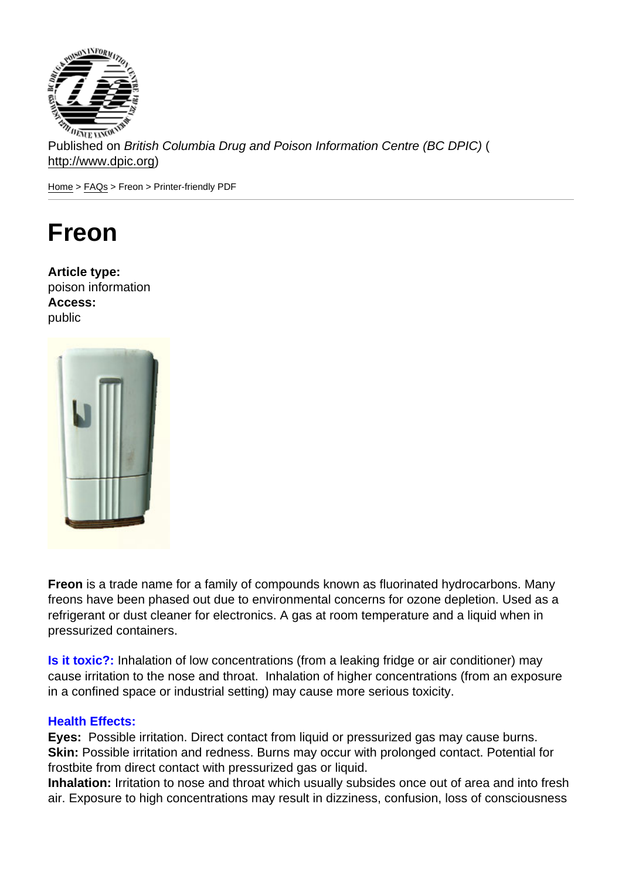Published on *British Columbia Drug and Poison Information Centre (BC DPIC)* (http://www.dpic.org)

Home > FAQs > Freon > Printer-friendly PDF

# Freon

**Article type:**
poison information
**Access:**
public

**Freon** is a trade name for a family of compounds known as fluorinated hydrocarbons. Many freons have been phased out due to environmental concerns for ozone depletion. Used as a refrigerant or dust cleaner for electronics. A gas at room temperature and a liquid when in pressurized containers.

**Is it toxic?:** Inhalation of low concentrations (from a leaking fridge or air conditioner) may cause irritation to the nose and throat. Inhalation of higher concentrations (from an exposure in a confined space or industrial setting) may cause more serious toxicity.

**Health Effects:**
**Eyes:** Possible irritation. Direct contact from liquid or pressurized gas may cause burns.
**Skin:** Possible irritation and redness. Burns may occur with prolonged contact. Potential for frostbite from direct contact with pressurized gas or liquid.
**Inhalation:** Irritation to nose and throat which usually subsides once out of area and into fresh air. Exposure to high concentrations may result in dizziness, confusion, loss of consciousness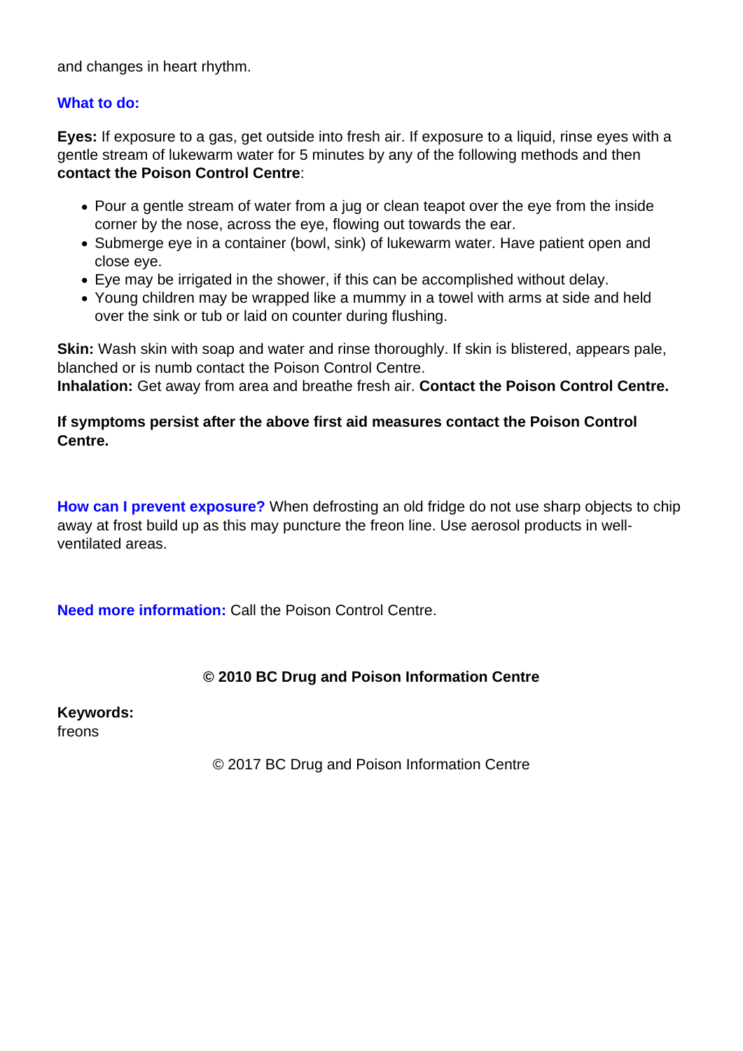and changes in heart rhythm.

### What to do:

**Eyes:** If exposure to a gas, get outside into fresh air. If exposure to a liquid, rinse eyes with a gentle stream of lukewarm water for 5 minutes by any of the following methods and then **contact the Poison Control Centre**:

- Pour a gentle stream of water from a jug or clean teapot over the eye from the inside corner by the nose, across the eye, flowing out towards the ear.
- Submerge eye in a container (bowl, sink) of lukewarm water. Have patient open and close eye.
- Eye may be irrigated in the shower, if this can be accomplished without delay.
- Young children may be wrapped like a mummy in a towel with arms at side and held over the sink or tub or laid on counter during flushing.

**Skin:** Wash skin with soap and water and rinse thoroughly. If skin is blistered, appears pale, blanched or is numb contact the Poison Control Centre.
**Inhalation:** Get away from area and breathe fresh air. **Contact the Poison Control Centre.**

**If symptoms persist after the above first aid measures contact the Poison Control Centre.**

**How can I prevent exposure?** When defrosting an old fridge do not use sharp objects to chip away at frost build up as this may puncture the freon line. Use aerosol products in well-ventilated areas.

**Need more information:** Call the Poison Control Centre.

**© 2010 BC Drug and Poison Information Centre**

**Keywords:**
freons

© 2017 BC Drug and Poison Information Centre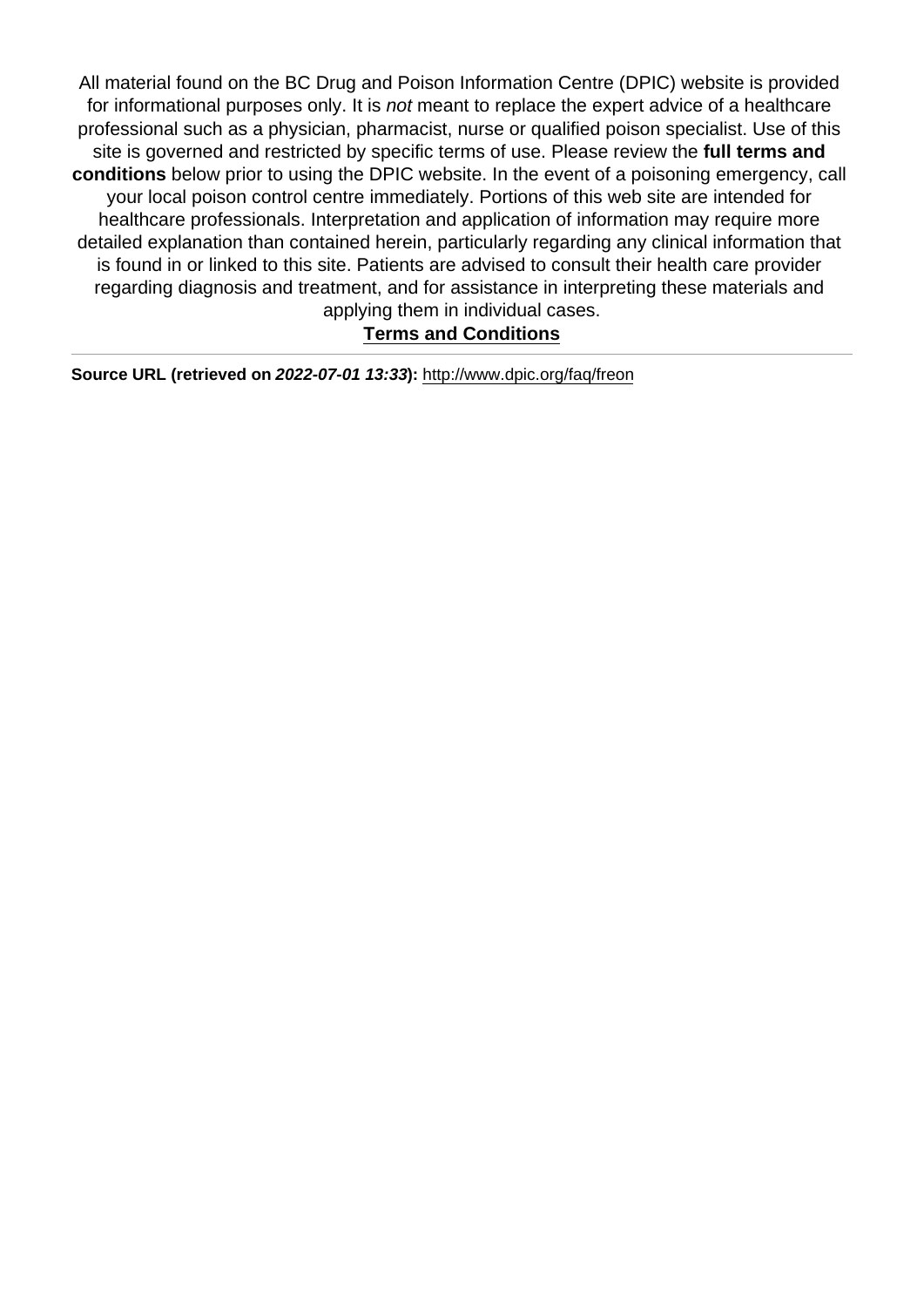All material found on the BC Drug and Poison Information Centre (DPIC) website is provided for informational purposes only. It is *not* meant to replace the expert advice of a healthcare professional such as a physician, pharmacist, nurse or qualified poison specialist. Use of this site is governed and restricted by specific terms of use. Please review the **full terms and conditions** below prior to using the DPIC website. In the event of a poisoning emergency, call your local poison control centre immediately. Portions of this web site are intended for healthcare professionals. Interpretation and application of information may require more detailed explanation than contained herein, particularly regarding any clinical information that is found in or linked to this site. Patients are advised to consult their health care provider regarding diagnosis and treatment, and for assistance in interpreting these materials and applying them in individual cases.

**Terms and Conditions**

---

**Source URL (retrieved on *2022-07-01 13:33*):** http://www.dpic.org/faq/freon